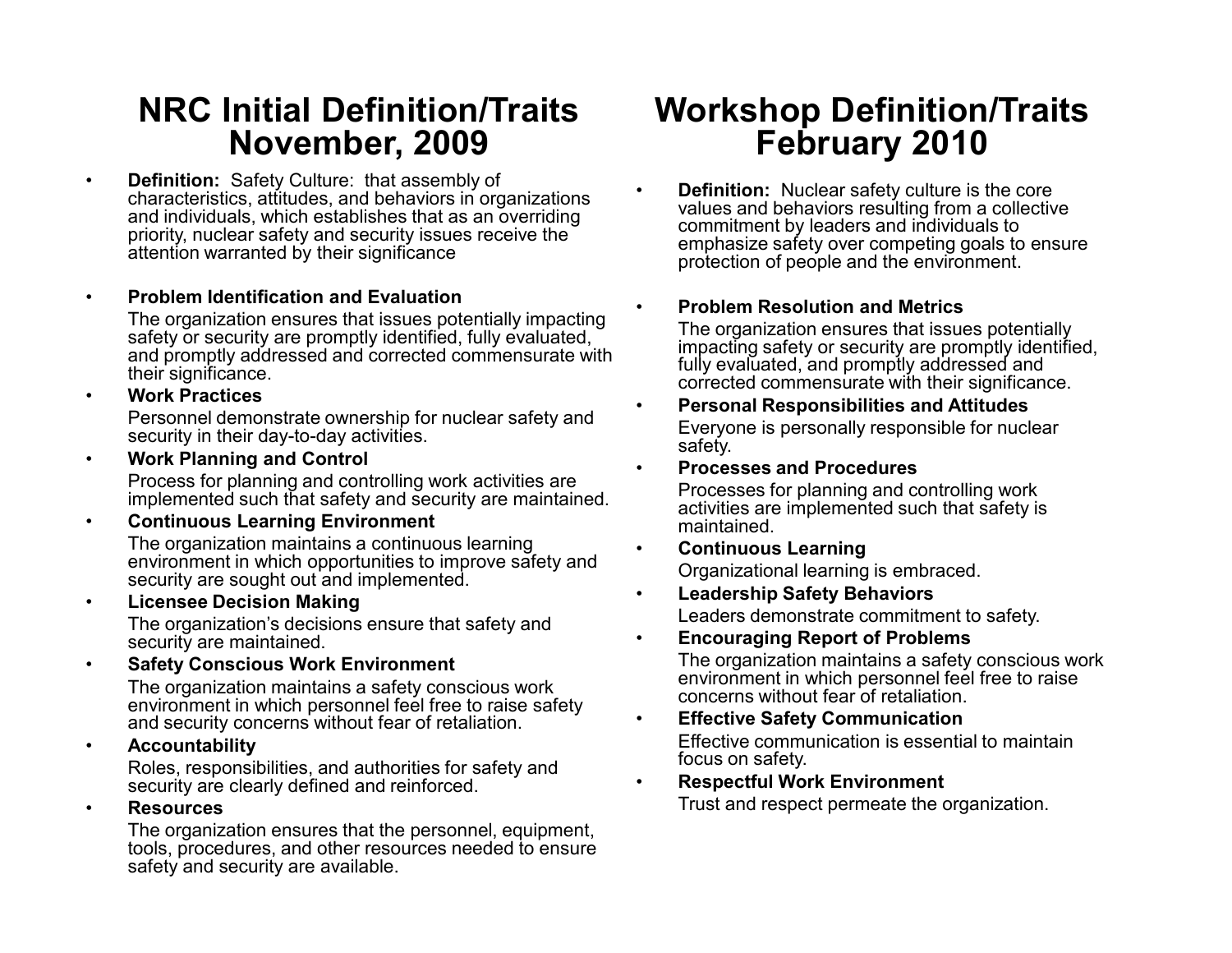## NRC Initial Definition/Traits November, 2009

- **Definition:** Safety Culture: that assembly of characteristics, attitudes, and behaviors in organizations and individuals, which establishes that as an overriding priority, nuclear safety and security issues receive the attention warranted by their significance
- **Problem Identification and Evaluation**

  The organization ensures that issues potentially impacting safety or security are promptly identified, fully evaluated, and promptly addressed and corrected commensurate with their significance.
- **Work Practices**

  Personnel demonstrate ownership for nuclear safety and security in their day-to-day activities.
- **Work Planning and Control**

  Process for planning and controlling work activities are implemented such that safety and security are maintained.
- **Continuous Learning Environment**

  The organization maintains a continuous learning environment in which opportunities to improve safety and security are sought out and implemented.
- **Licensee Decision Making**

  The organization's decisions ensure that safety and security are maintained.
- **Safety Conscious Work Environment**

  The organization maintains a safety conscious work environment in which personnel feel free to raise safety and security concerns without fear of retaliation.
- **Accountability**

  Roles, responsibilities, and authorities for safety and security are clearly defined and reinforced.
- **Resources**

  The organization ensures that the personnel, equipment, tools, procedures, and other resources needed to ensure safety and security are available.

## Workshop Definition/Traits February 2010

- **Definition:** Nuclear safety culture is the core values and behaviors resulting from a collective commitment by leaders and individuals to emphasize safety over competing goals to ensure protection of people and the environment.
- **Problem Resolution and Metrics**

  The organization ensures that issues potentially impacting safety or security are promptly identified, fully evaluated, and promptly addressed and corrected commensurate with their significance.
- **Personal Responsibilities and Attitudes**

  Everyone is personally responsible for nuclear safety.
- **Processes and Procedures**

  Processes for planning and controlling work activities are implemented such that safety is maintained.
- **Continuous Learning**

  Organizational learning is embraced.
- **Leadership Safety Behaviors**

  Leaders demonstrate commitment to safety.
- **Encouraging Report of Problems**

  The organization maintains a safety conscious work environment in which personnel feel free to raise concerns without fear of retaliation.
- **Effective Safety Communication**

  Effective communication is essential to maintain focus on safety.
- **Respectful Work Environment**

  Trust and respect permeate the organization.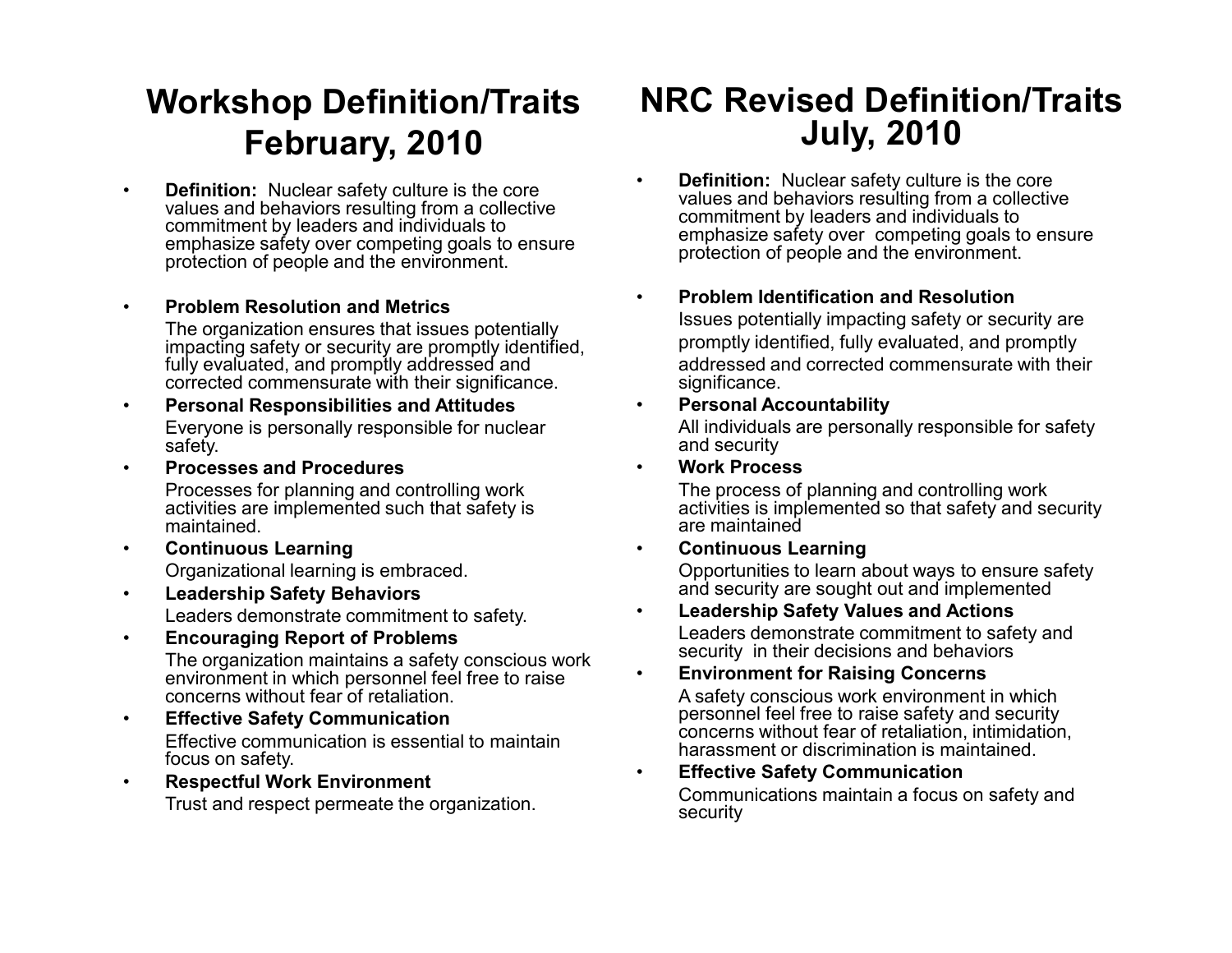## Workshop Definition/Traits February, 2010

- **Definition:** Nuclear safety culture is the core values and behaviors resulting from a collective commitment by leaders and individuals to emphasize safety over competing goals to ensure protection of people and the environment.
- **Problem Resolution and Metrics**
  The organization ensures that issues potentially impacting safety or security are promptly identified, fully evaluated, and promptly addressed and corrected commensurate with their significance.
- **Personal Responsibilities and Attitudes**
  Everyone is personally responsible for nuclear safety.
- **Processes and Procedures**
  Processes for planning and controlling work activities are implemented such that safety is maintained.
- **Continuous Learning**
  Organizational learning is embraced.
- **Leadership Safety Behaviors**
  Leaders demonstrate commitment to safety.
- **Encouraging Report of Problems**
  The organization maintains a safety conscious work environment in which personnel feel free to raise concerns without fear of retaliation.
- **Effective Safety Communication**
  Effective communication is essential to maintain focus on safety.
- **Respectful Work Environment**
  Trust and respect permeate the organization.

## NRC Revised Definition/Traits July, 2010

- **Definition:** Nuclear safety culture is the core values and behaviors resulting from a collective commitment by leaders and individuals to emphasize safety over competing goals to ensure protection of people and the environment.
- **Problem Identification and Resolution**
  Issues potentially impacting safety or security are promptly identified, fully evaluated, and promptly addressed and corrected commensurate with their significance.
- **Personal Accountability**
  All individuals are personally responsible for safety and security
- **Work Process**
  The process of planning and controlling work activities is implemented so that safety and security are maintained
- **Continuous Learning**
  Opportunities to learn about ways to ensure safety and security are sought out and implemented
- **Leadership Safety Values and Actions**
  Leaders demonstrate commitment to safety and security in their decisions and behaviors
- **Environment for Raising Concerns**
  A safety conscious work environment in which personnel feel free to raise safety and security concerns without fear of retaliation, intimidation, harassment or discrimination is maintained.
- **Effective Safety Communication**
  Communications maintain a focus on safety and security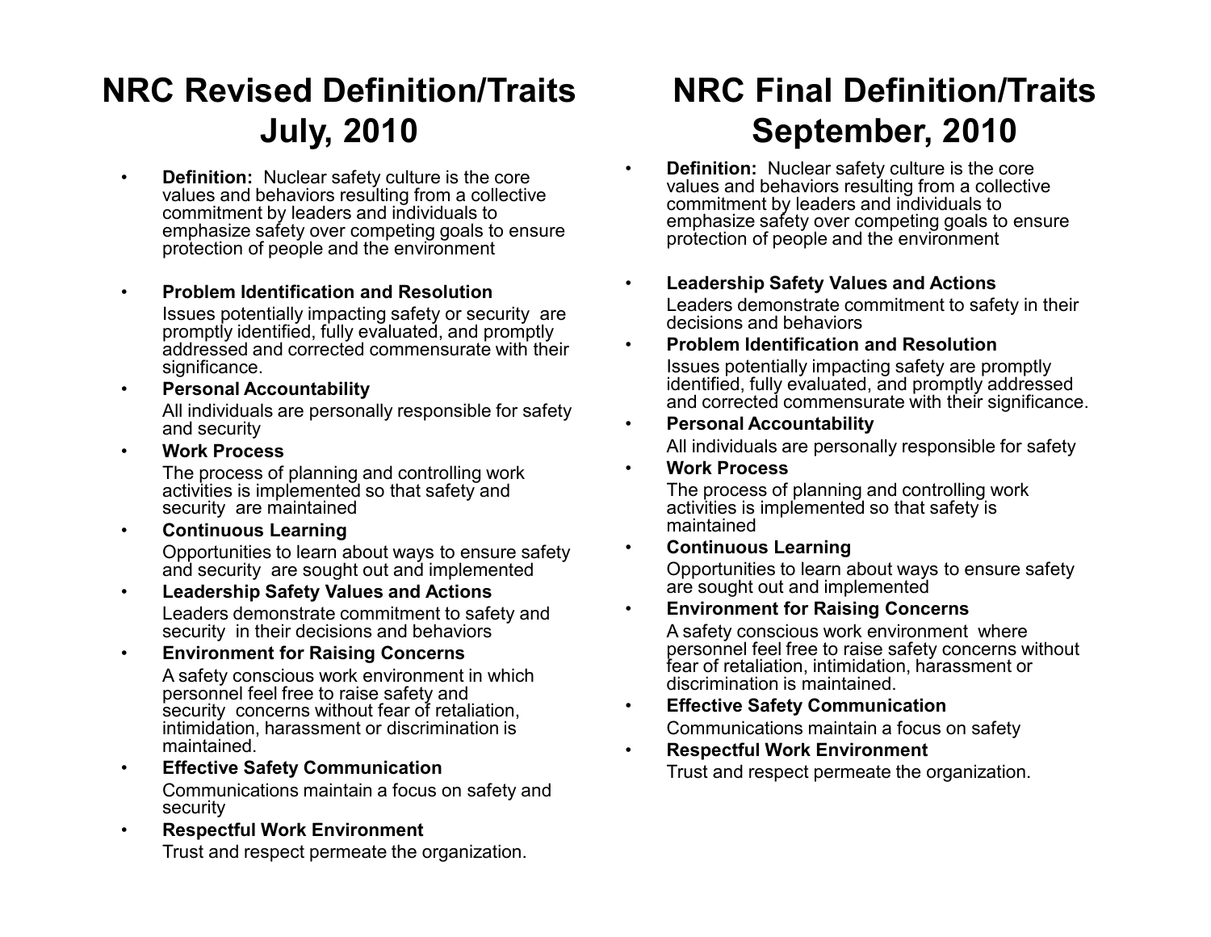# NRC Revised Definition/Traits July, 2010

- **Definition:** Nuclear safety culture is the core values and behaviors resulting from a collective commitment by leaders and individuals to emphasize safety over competing goals to ensure protection of people and the environment
- **Problem Identification and Resolution**
  Issues potentially impacting safety or security are promptly identified, fully evaluated, and promptly addressed and corrected commensurate with their significance.
- **Personal Accountability**
  All individuals are personally responsible for safety and security
- **Work Process**
  The process of planning and controlling work activities is implemented so that safety and security are maintained
- **Continuous Learning**
  Opportunities to learn about ways to ensure safety and security are sought out and implemented
- **Leadership Safety Values and Actions**
  Leaders demonstrate commitment to safety and security in their decisions and behaviors
- **Environment for Raising Concerns**
  A safety conscious work environment in which personnel feel free to raise safety and security concerns without fear of retaliation, intimidation, harassment or discrimination is maintained.
- **Effective Safety Communication**
  Communications maintain a focus on safety and security
- **Respectful Work Environment**
  Trust and respect permeate the organization.

# NRC Final Definition/Traits September, 2010

- **Definition:** Nuclear safety culture is the core values and behaviors resulting from a collective commitment by leaders and individuals to emphasize safety over competing goals to ensure protection of people and the environment
- **Leadership Safety Values and Actions**
  Leaders demonstrate commitment to safety in their decisions and behaviors
- **Problem Identification and Resolution**
  Issues potentially impacting safety are promptly identified, fully evaluated, and promptly addressed and corrected commensurate with their significance.
- **Personal Accountability**
  All individuals are personally responsible for safety
- **Work Process**
  The process of planning and controlling work activities is implemented so that safety is maintained
- **Continuous Learning**
  Opportunities to learn about ways to ensure safety are sought out and implemented
- **Environment for Raising Concerns**
  A safety conscious work environment where personnel feel free to raise safety concerns without fear of retaliation, intimidation, harassment or discrimination is maintained.
- **Effective Safety Communication**
  Communications maintain a focus on safety
- **Respectful Work Environment**
  Trust and respect permeate the organization.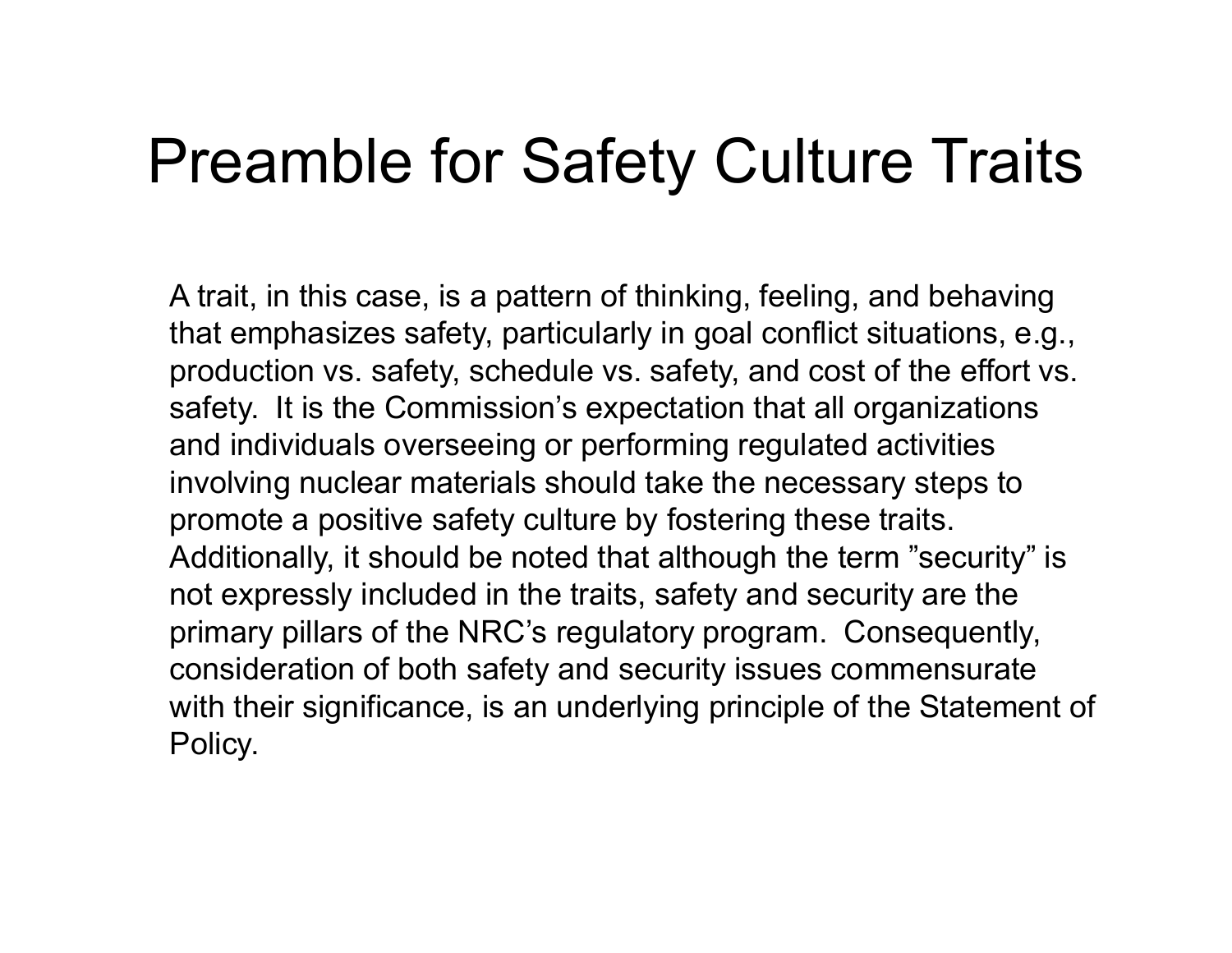# Preamble for Safety Culture Traits

A trait, in this case, is a pattern of thinking, feeling, and behaving that emphasizes safety, particularly in goal conflict situations, e.g., production vs. safety, schedule vs. safety, and cost of the effort vs. safety. It is the Commission's expectation that all organizations and individuals overseeing or performing regulated activities involving nuclear materials should take the necessary steps to promote a positive safety culture by fostering these traits. Additionally, it should be noted that although the term "security" is not expressly included in the traits, safety and security are the primary pillars of the NRC's regulatory program. Consequently, consideration of both safety and security issues commensurate with their significance, is an underlying principle of the Statement of Policy.